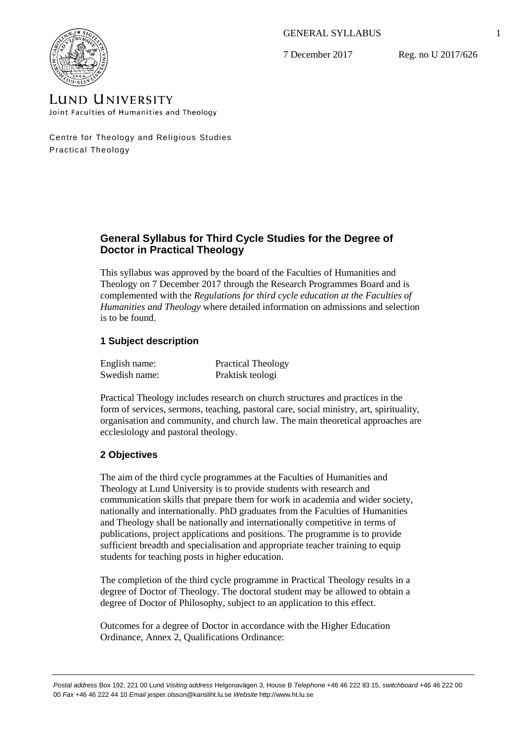GENERAL SYLLABUS

7 December 2017 Reg. no U 2017/626

LUND UNIVERSITY
Joint Faculties of Humanities and Theology

Centre for Theology and Religious Studies
Practical Theology

# General Syllabus for Third Cycle Studies for the Degree of Doctor in Practical Theology

This syllabus was approved by the board of the Faculties of Humanities and Theology on 7 December 2017 through the Research Programmes Board and is complemented with the *Regulations for third cycle education at the Faculties of Humanities and Theology* where detailed information on admissions and selection is to be found.

## 1 Subject description

| | |
|---|---|
| English name: | Practical Theology |
| Swedish name: | Praktisk teologi |

Practical Theology includes research on church structures and practices in the form of services, sermons, teaching, pastoral care, social ministry, art, spirituality, organisation and community, and church law. The main theoretical approaches are ecclesiology and pastoral theology.

## 2 Objectives

The aim of the third cycle programmes at the Faculties of Humanities and Theology at Lund University is to provide students with research and communication skills that prepare them for work in academia and wider society, nationally and internationally. PhD graduates from the Faculties of Humanities and Theology shall be nationally and internationally competitive in terms of publications, project applications and positions. The programme is to provide sufficient breadth and specialisation and appropriate teacher training to equip students for teaching posts in higher education.

The completion of the third cycle programme in Practical Theology results in a degree of Doctor of Theology. The doctoral student may be allowed to obtain a degree of Doctor of Philosophy, subject to an application to this effect.

Outcomes for a degree of Doctor in accordance with the Higher Education Ordinance, Annex 2, Qualifications Ordinance:

*Postal address* Box 192, 221 00 Lund *Visiting address* Helgonavägen 3, House B *Telephone* +46 46 222 83 15, *switchboard* +46 46 222 00 00 *Fax* +46 46 222 44 10 *Email* jesper.olsson@kansliht.lu.se *Website* http://www.ht.lu.se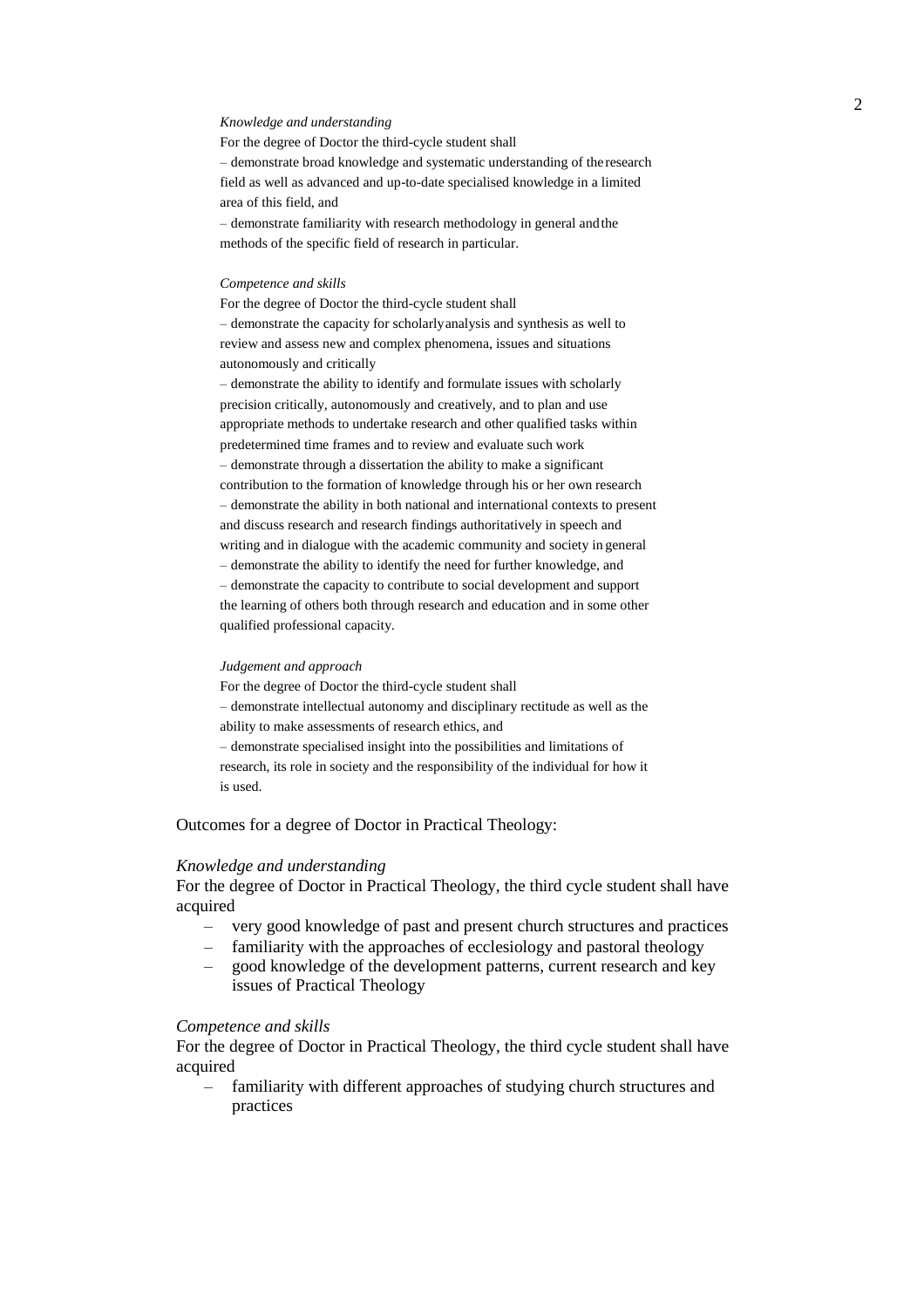*Knowledge and understanding*

For the degree of Doctor the third-cycle student shall

– demonstrate broad knowledge and systematic understanding of the research field as well as advanced and up-to-date specialised knowledge in a limited area of this field, and

– demonstrate familiarity with research methodology in general and the methods of the specific field of research in particular.

*Competence and skills*

For the degree of Doctor the third-cycle student shall

– demonstrate the capacity for scholarly analysis and synthesis as well to review and assess new and complex phenomena, issues and situations autonomously and critically

– demonstrate the ability to identify and formulate issues with scholarly precision critically, autonomously and creatively, and to plan and use appropriate methods to undertake research and other qualified tasks within predetermined time frames and to review and evaluate such work

– demonstrate through a dissertation the ability to make a significant contribution to the formation of knowledge through his or her own research

– demonstrate the ability in both national and international contexts to present and discuss research and research findings authoritatively in speech and writing and in dialogue with the academic community and society in general

– demonstrate the ability to identify the need for further knowledge, and

– demonstrate the capacity to contribute to social development and support the learning of others both through research and education and in some other qualified professional capacity.

*Judgement and approach*

For the degree of Doctor the third-cycle student shall

– demonstrate intellectual autonomy and disciplinary rectitude as well as the ability to make assessments of research ethics, and

– demonstrate specialised insight into the possibilities and limitations of research, its role in society and the responsibility of the individual for how it is used.

Outcomes for a degree of Doctor in Practical Theology:

*Knowledge and understanding*

For the degree of Doctor in Practical Theology, the third cycle student shall have acquired

- very good knowledge of past and present church structures and practices
- familiarity with the approaches of ecclesiology and pastoral theology
- good knowledge of the development patterns, current research and key issues of Practical Theology

*Competence and skills*

For the degree of Doctor in Practical Theology, the third cycle student shall have acquired

- familiarity with different approaches of studying church structures and practices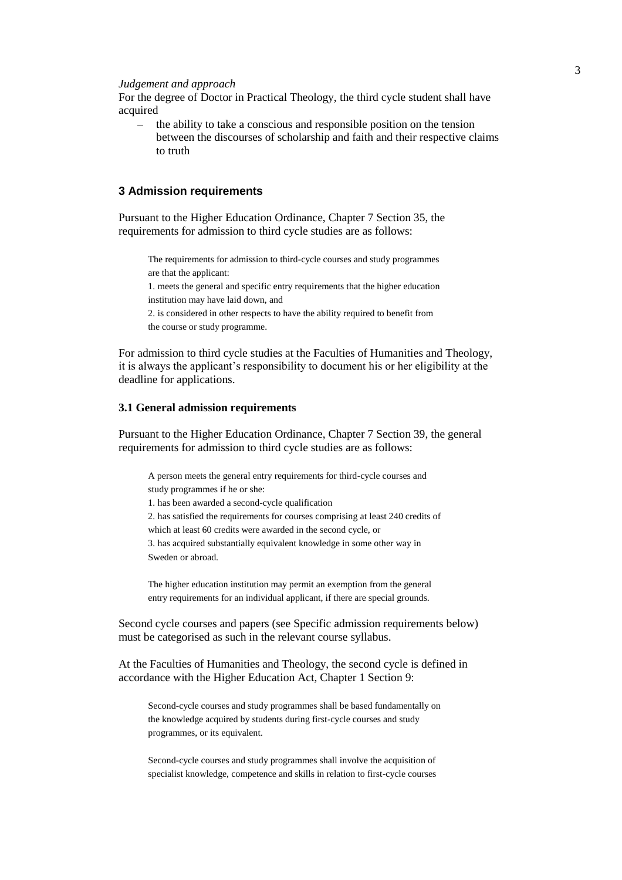*Judgement and approach*

For the degree of Doctor in Practical Theology, the third cycle student shall have acquired

- the ability to take a conscious and responsible position on the tension between the discourses of scholarship and faith and their respective claims to truth

## 3 Admission requirements

Pursuant to the Higher Education Ordinance, Chapter 7 Section 35, the requirements for admission to third cycle studies are as follows:

> The requirements for admission to third-cycle courses and study programmes are that the applicant:
> 1. meets the general and specific entry requirements that the higher education institution may have laid down, and
> 2. is considered in other respects to have the ability required to benefit from the course or study programme.

For admission to third cycle studies at the Faculties of Humanities and Theology, it is always the applicant's responsibility to document his or her eligibility at the deadline for applications.

### 3.1 General admission requirements

Pursuant to the Higher Education Ordinance, Chapter 7 Section 39, the general requirements for admission to third cycle studies are as follows:

> A person meets the general entry requirements for third-cycle courses and study programmes if he or she:
> 1. has been awarded a second-cycle qualification
> 2. has satisfied the requirements for courses comprising at least 240 credits of which at least 60 credits were awarded in the second cycle, or
> 3. has acquired substantially equivalent knowledge in some other way in Sweden or abroad.
>
> The higher education institution may permit an exemption from the general entry requirements for an individual applicant, if there are special grounds.

Second cycle courses and papers (see Specific admission requirements below) must be categorised as such in the relevant course syllabus.

At the Faculties of Humanities and Theology, the second cycle is defined in accordance with the Higher Education Act, Chapter 1 Section 9:

> Second-cycle courses and study programmes shall be based fundamentally on the knowledge acquired by students during first-cycle courses and study programmes, or its equivalent.
>
> Second-cycle courses and study programmes shall involve the acquisition of specialist knowledge, competence and skills in relation to first-cycle courses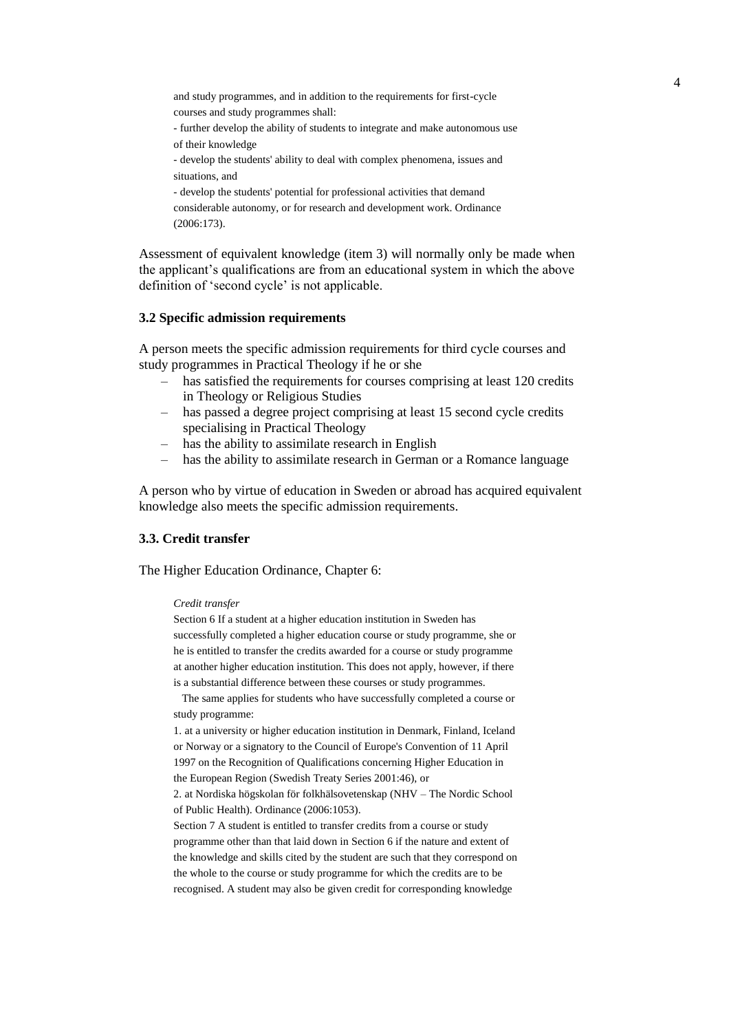> and study programmes, and in addition to the requirements for first-cycle courses and study programmes shall:
> - further develop the ability of students to integrate and make autonomous use of their knowledge
> - develop the students' ability to deal with complex phenomena, issues and situations, and
> - develop the students' potential for professional activities that demand considerable autonomy, or for research and development work. Ordinance (2006:173).

Assessment of equivalent knowledge (item 3) will normally only be made when the applicant's qualifications are from an educational system in which the above definition of 'second cycle' is not applicable.

### 3.2 Specific admission requirements

A person meets the specific admission requirements for third cycle courses and study programmes in Practical Theology if he or she

- has satisfied the requirements for courses comprising at least 120 credits in Theology or Religious Studies
- has passed a degree project comprising at least 15 second cycle credits specialising in Practical Theology
- has the ability to assimilate research in English
- has the ability to assimilate research in German or a Romance language

A person who by virtue of education in Sweden or abroad has acquired equivalent knowledge also meets the specific admission requirements.

### 3.3. Credit transfer

The Higher Education Ordinance, Chapter 6:

> *Credit transfer*
>
> Section 6 If a student at a higher education institution in Sweden has successfully completed a higher education course or study programme, she or he is entitled to transfer the credits awarded for a course or study programme at another higher education institution. This does not apply, however, if there is a substantial difference between these courses or study programmes.
>
> The same applies for students who have successfully completed a course or study programme:
>
> 1. at a university or higher education institution in Denmark, Finland, Iceland or Norway or a signatory to the Council of Europe's Convention of 11 April 1997 on the Recognition of Qualifications concerning Higher Education in the European Region (Swedish Treaty Series 2001:46), or
> 2. at Nordiska högskolan för folkhälsovetenskap (NHV – The Nordic School of Public Health). Ordinance (2006:1053).
>
> Section 7 A student is entitled to transfer credits from a course or study programme other than that laid down in Section 6 if the nature and extent of the knowledge and skills cited by the student are such that they correspond on the whole to the course or study programme for which the credits are to be recognised. A student may also be given credit for corresponding knowledge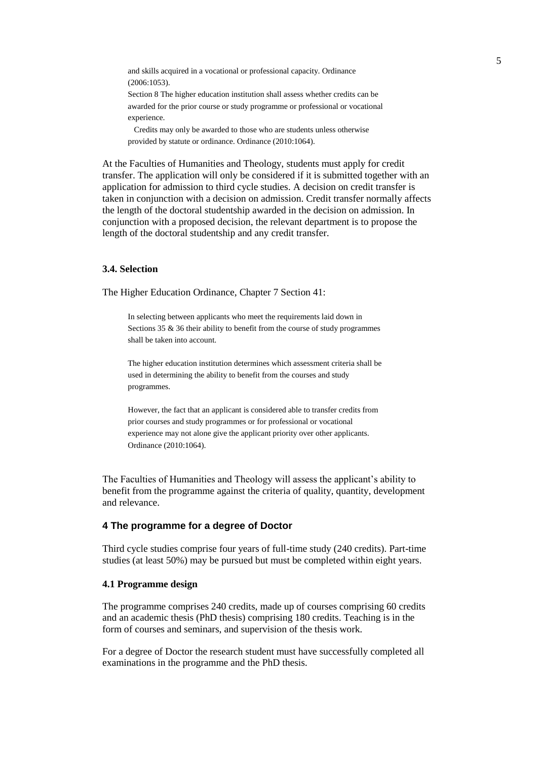> and skills acquired in a vocational or professional capacity. Ordinance (2006:1053).
>
> Section 8 The higher education institution shall assess whether credits can be awarded for the prior course or study programme or professional or vocational experience.
>
> Credits may only be awarded to those who are students unless otherwise provided by statute or ordinance. Ordinance (2010:1064).

At the Faculties of Humanities and Theology, students must apply for credit transfer. The application will only be considered if it is submitted together with an application for admission to third cycle studies. A decision on credit transfer is taken in conjunction with a decision on admission. Credit transfer normally affects the length of the doctoral studentship awarded in the decision on admission. In conjunction with a proposed decision, the relevant department is to propose the length of the doctoral studentship and any credit transfer.

### 3.4. Selection

The Higher Education Ordinance, Chapter 7 Section 41:

> In selecting between applicants who meet the requirements laid down in Sections 35 & 36 their ability to benefit from the course of study programmes shall be taken into account.
>
> The higher education institution determines which assessment criteria shall be used in determining the ability to benefit from the courses and study programmes.
>
> However, the fact that an applicant is considered able to transfer credits from prior courses and study programmes or for professional or vocational experience may not alone give the applicant priority over other applicants. Ordinance (2010:1064).

The Faculties of Humanities and Theology will assess the applicant's ability to benefit from the programme against the criteria of quality, quantity, development and relevance.

## 4 The programme for a degree of Doctor

Third cycle studies comprise four years of full-time study (240 credits). Part-time studies (at least 50%) may be pursued but must be completed within eight years.

### 4.1 Programme design

The programme comprises 240 credits, made up of courses comprising 60 credits and an academic thesis (PhD thesis) comprising 180 credits. Teaching is in the form of courses and seminars, and supervision of the thesis work.

For a degree of Doctor the research student must have successfully completed all examinations in the programme and the PhD thesis.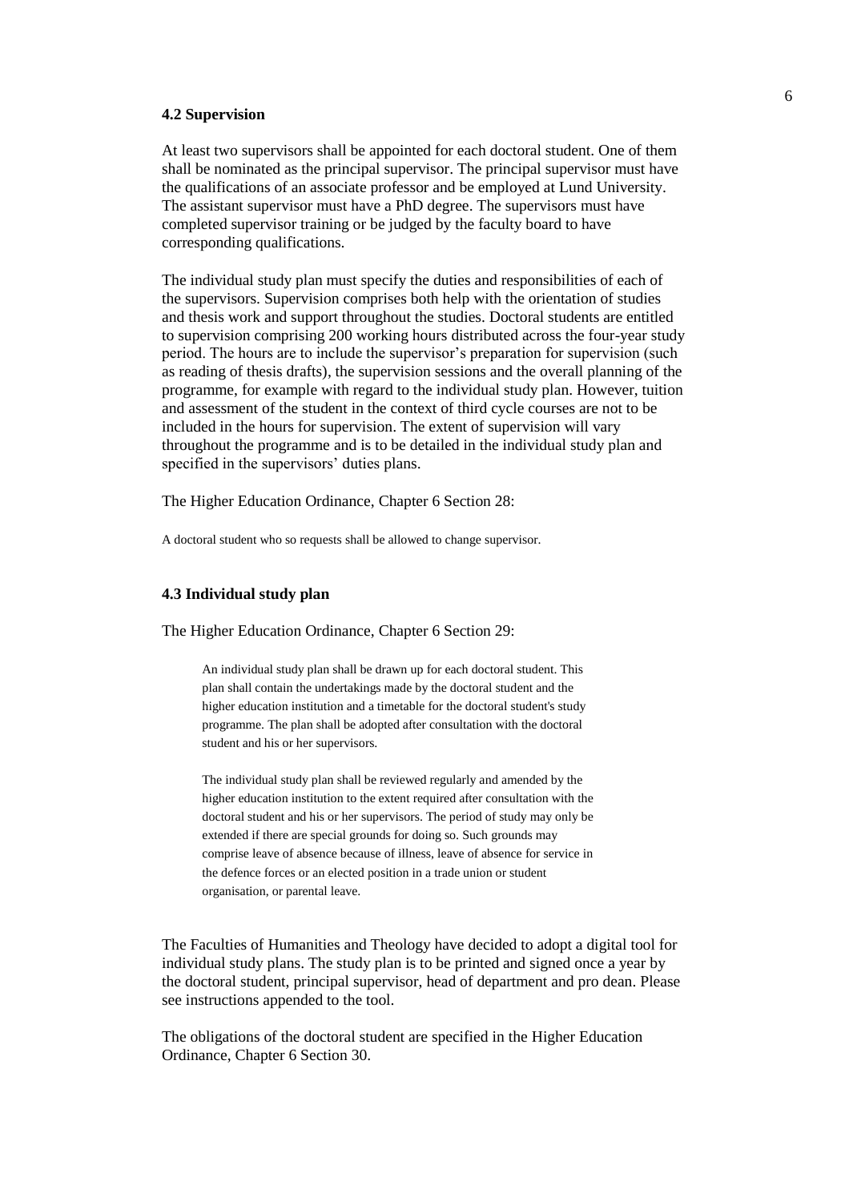### 4.2 Supervision

At least two supervisors shall be appointed for each doctoral student. One of them shall be nominated as the principal supervisor. The principal supervisor must have the qualifications of an associate professor and be employed at Lund University. The assistant supervisor must have a PhD degree. The supervisors must have completed supervisor training or be judged by the faculty board to have corresponding qualifications.

The individual study plan must specify the duties and responsibilities of each of the supervisors. Supervision comprises both help with the orientation of studies and thesis work and support throughout the studies. Doctoral students are entitled to supervision comprising 200 working hours distributed across the four-year study period. The hours are to include the supervisor's preparation for supervision (such as reading of thesis drafts), the supervision sessions and the overall planning of the programme, for example with regard to the individual study plan. However, tuition and assessment of the student in the context of third cycle courses are not to be included in the hours for supervision. The extent of supervision will vary throughout the programme and is to be detailed in the individual study plan and specified in the supervisors' duties plans.

The Higher Education Ordinance, Chapter 6 Section 28:

A doctoral student who so requests shall be allowed to change supervisor.

### 4.3 Individual study plan

The Higher Education Ordinance, Chapter 6 Section 29:

> An individual study plan shall be drawn up for each doctoral student. This plan shall contain the undertakings made by the doctoral student and the higher education institution and a timetable for the doctoral student's study programme. The plan shall be adopted after consultation with the doctoral student and his or her supervisors.
>
> The individual study plan shall be reviewed regularly and amended by the higher education institution to the extent required after consultation with the doctoral student and his or her supervisors. The period of study may only be extended if there are special grounds for doing so. Such grounds may comprise leave of absence because of illness, leave of absence for service in the defence forces or an elected position in a trade union or student organisation, or parental leave.

The Faculties of Humanities and Theology have decided to adopt a digital tool for individual study plans. The study plan is to be printed and signed once a year by the doctoral student, principal supervisor, head of department and pro dean. Please see instructions appended to the tool.

The obligations of the doctoral student are specified in the Higher Education Ordinance, Chapter 6 Section 30.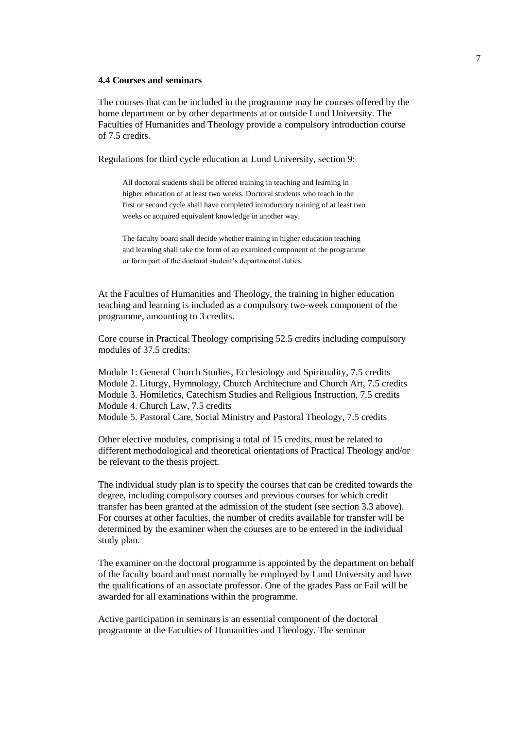### 4.4 Courses and seminars

The courses that can be included in the programme may be courses offered by the home department or by other departments at or outside Lund University. The Faculties of Humanities and Theology provide a compulsory introduction course of 7.5 credits.

Regulations for third cycle education at Lund University, section 9:

> All doctoral students shall be offered training in teaching and learning in higher education of at least two weeks. Doctoral students who teach in the first or second cycle shall have completed introductory training of at least two weeks or acquired equivalent knowledge in another way.
>
> The faculty board shall decide whether training in higher education teaching and learning shall take the form of an examined component of the programme or form part of the doctoral student's departmental duties.

At the Faculties of Humanities and Theology, the training in higher education teaching and learning is included as a compulsory two-week component of the programme, amounting to 3 credits.

Core course in Practical Theology comprising 52.5 credits including compulsory modules of 37.5 credits:

Module 1: General Church Studies, Ecclesiology and Spirituality, 7.5 credits
Module 2. Liturgy, Hymnology, Church Architecture and Church Art, 7.5 credits
Module 3. Homiletics, Catechism Studies and Religious Instruction, 7.5 credits
Module 4. Church Law, 7.5 credits
Module 5. Pastoral Care, Social Ministry and Pastoral Theology, 7.5 credits

Other elective modules, comprising a total of 15 credits, must be related to different methodological and theoretical orientations of Practical Theology and/or be relevant to the thesis project.

The individual study plan is to specify the courses that can be credited towards the degree, including compulsory courses and previous courses for which credit transfer has been granted at the admission of the student (see section 3.3 above). For courses at other faculties, the number of credits available for transfer will be determined by the examiner when the courses are to be entered in the individual study plan.

The examiner on the doctoral programme is appointed by the department on behalf of the faculty board and must normally be employed by Lund University and have the qualifications of an associate professor. One of the grades Pass or Fail will be awarded for all examinations within the programme.

Active participation in seminars is an essential component of the doctoral programme at the Faculties of Humanities and Theology. The seminar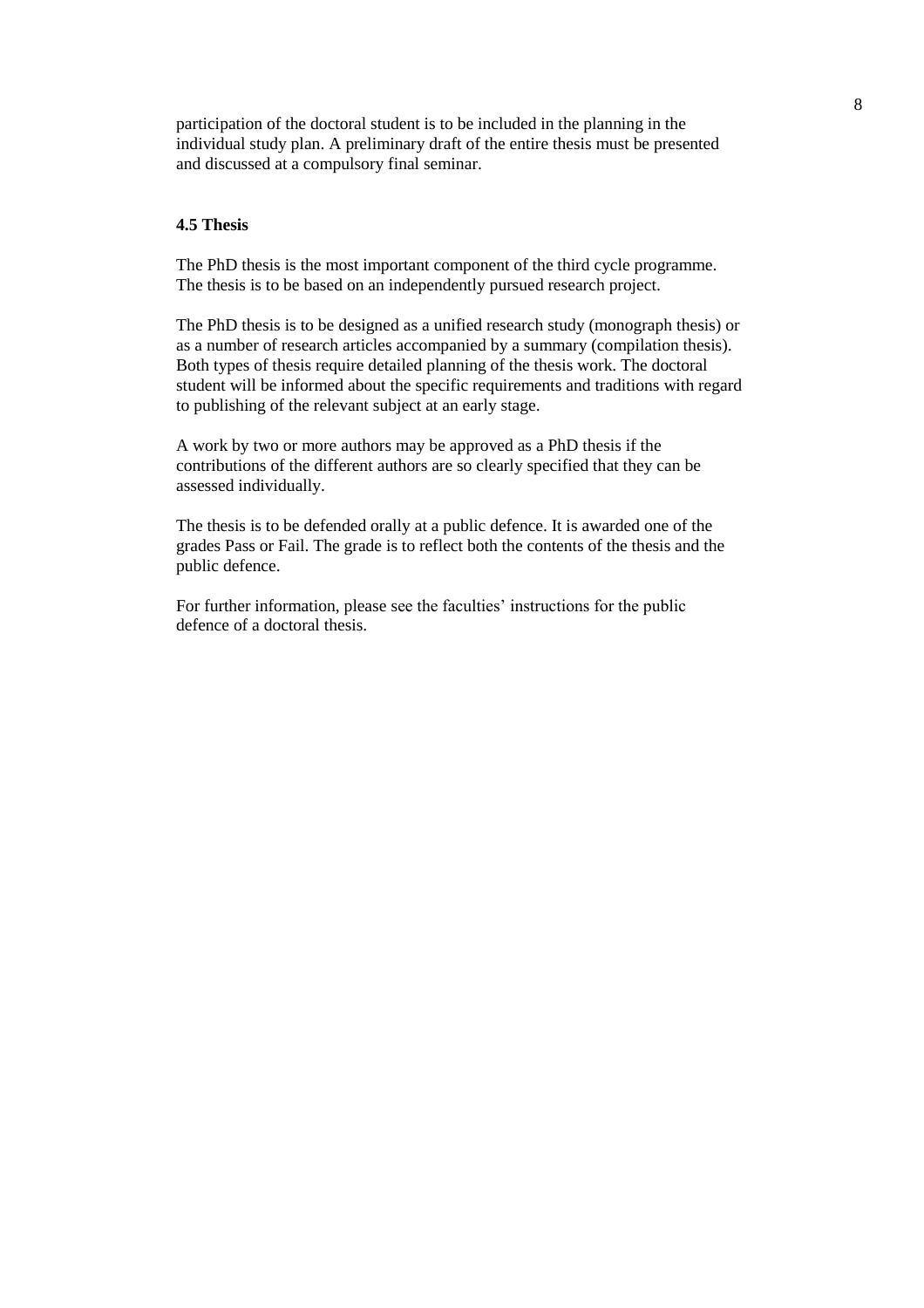participation of the doctoral student is to be included in the planning in the individual study plan. A preliminary draft of the entire thesis must be presented and discussed at a compulsory final seminar.

### 4.5 Thesis

The PhD thesis is the most important component of the third cycle programme. The thesis is to be based on an independently pursued research project.

The PhD thesis is to be designed as a unified research study (monograph thesis) or as a number of research articles accompanied by a summary (compilation thesis). Both types of thesis require detailed planning of the thesis work. The doctoral student will be informed about the specific requirements and traditions with regard to publishing of the relevant subject at an early stage.

A work by two or more authors may be approved as a PhD thesis if the contributions of the different authors are so clearly specified that they can be assessed individually.

The thesis is to be defended orally at a public defence. It is awarded one of the grades Pass or Fail. The grade is to reflect both the contents of the thesis and the public defence.

For further information, please see the faculties' instructions for the public defence of a doctoral thesis.